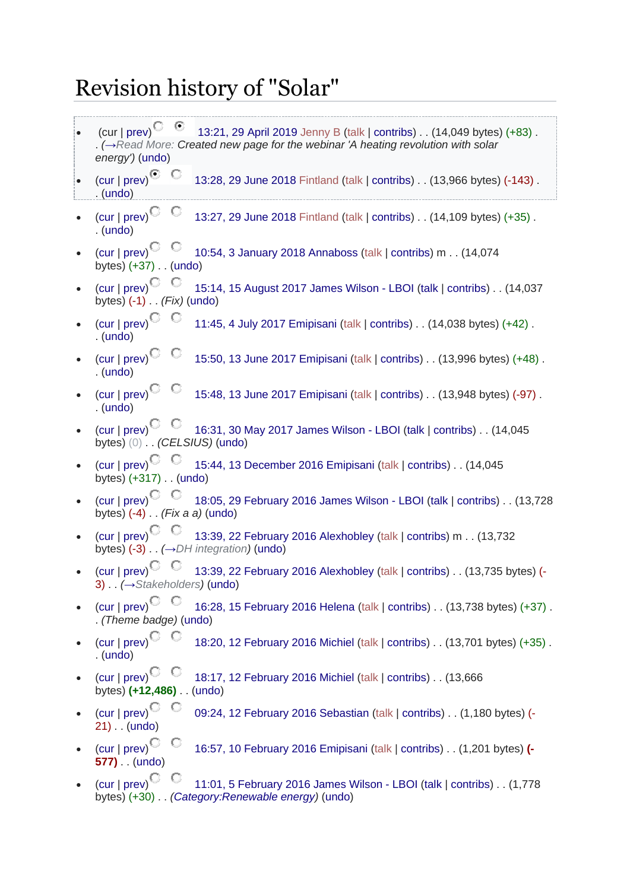# Revision history of "Solar"

- (cur | prev) 13:21, 29 April 2019 Jenny B (talk | contribs) . . (14,049 bytes) (+83) . . (→Read More: Created new page for the webinar 'A heating revolution with solar energy') (undo)
- (cur | prev) 13:28, 29 June 2018 Fintland (talk | contribs) . . (13,966 bytes) (-143) . . (undo)
- (cur | prev) 13:27, 29 June 2018 Fintland (talk | contribs) . . (14,109 bytes) (+35) . . (undo)
- (cur | prev) 10:54, 3 January 2018 Annaboss (talk | contribs) m . . (14,074 bytes) (+37) . . (undo)
- (cur | prev) 15:14, 15 August 2017 James Wilson - LBOI (talk | contribs) . . (14,037 bytes) (-1) . . *(Fix)* (undo)
- (cur | prev) 11:45, 4 July 2017 Emipisani (talk | contribs) . . (14,038 bytes) (+42) . . (undo)
- (cur | prev) 15:50, 13 June 2017 Emipisani (talk | contribs) . . (13,996 bytes) (+48) . . (undo)
- (cur | prev) 15:48, 13 June 2017 Emipisani (talk | contribs) . . (13,948 bytes) (-97) . . (undo)
- (cur | prev) 16:31, 30 May 2017 James Wilson - LBOI (talk | contribs) . . (14,045 bytes) (0) . . *(CELSIUS)* (undo)
- (cur | prev) 15:44, 13 December 2016 Emipisani (talk | contribs) . . (14,045 bytes) (+317) . . (undo)
- (cur | prev) 18:05, 29 February 2016 James Wilson - LBOI (talk | contribs) . . (13,728 bytes) (-4) . . *(Fix a a)* (undo)
- (cur | prev) 13:39, 22 February 2016 Alexhobley (talk | contribs) m . . (13,732 bytes) (-3) . . *(→DH integration)* (undo)
- (cur | prev) 13:39, 22 February 2016 Alexhobley (talk | contribs) . . (13,735 bytes) (-3) . . *(→Stakeholders)* (undo)
- (cur | prev) 16:28, 15 February 2016 Helena (talk | contribs) . . (13,738 bytes) (+37) . . *(Theme badge)* (undo)
- (cur | prev) 18:20, 12 February 2016 Michiel (talk | contribs) . . (13,701 bytes) (+35) . . (undo)
- (cur | prev) 18:17, 12 February 2016 Michiel (talk | contribs) . . (13,666 bytes) **(+12,486)** . . (undo)
- (cur | prev) 09:24, 12 February 2016 Sebastian (talk | contribs) . . (1,180 bytes) (-21) . . (undo)
- (cur | prev) 16:57, 10 February 2016 Emipisani (talk | contribs) . . (1,201 bytes) **(-577)** . . (undo)
- (cur | prev) 11:01, 5 February 2016 James Wilson - LBOI (talk | contribs) . . (1,778 bytes) (+30) . . *(Category:Renewable energy)* (undo)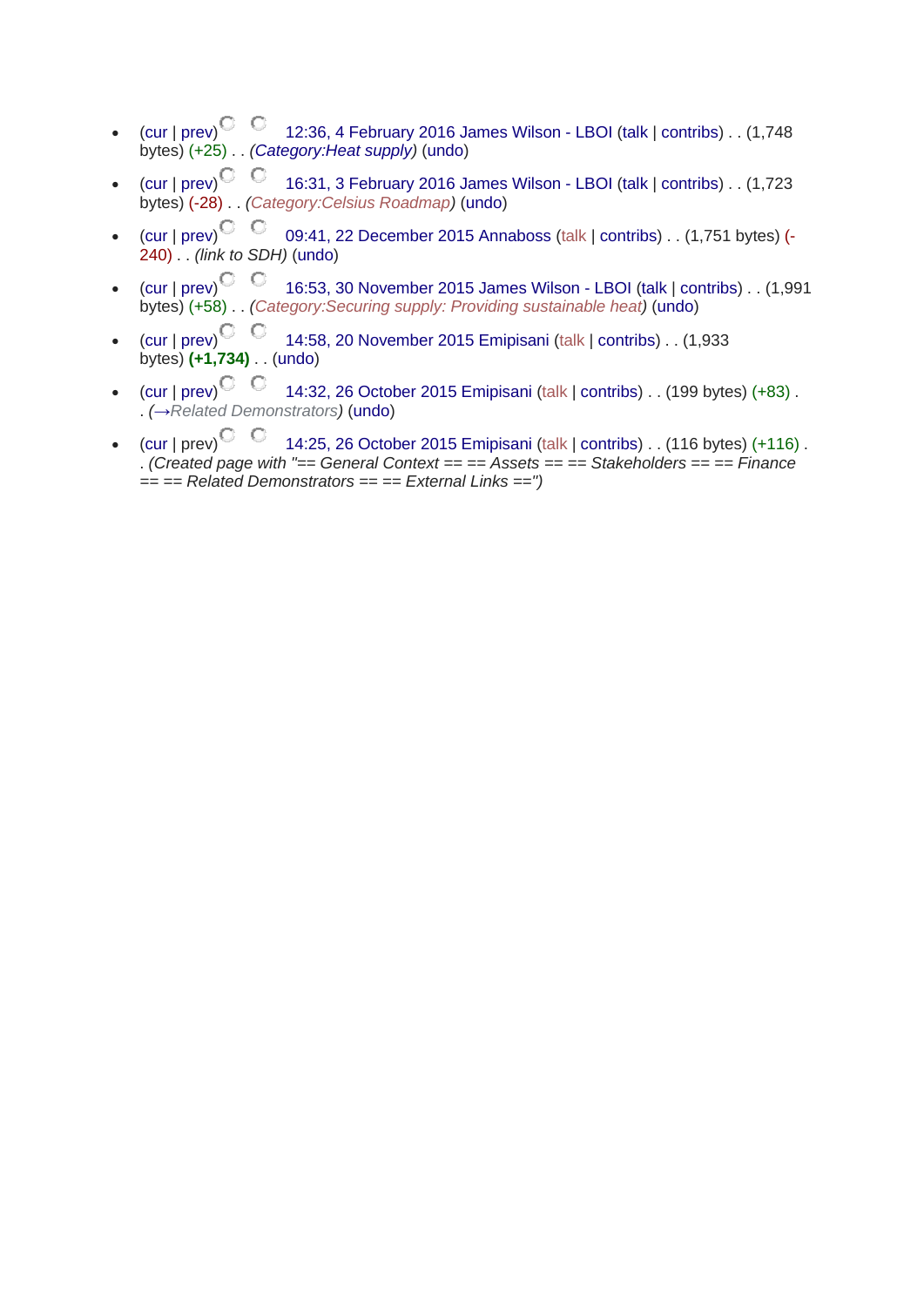- (cur | prev) 12:36, 4 February 2016 James Wilson - LBOI (talk | contribs) . . (1,748 bytes) (+25) . . *(Category:Heat supply)* (undo)
- (cur | prev) 16:31, 3 February 2016 James Wilson - LBOI (talk | contribs) . . (1,723 bytes) (-28) . . *(Category:Celsius Roadmap)* (undo)
- (cur | prev) 09:41, 22 December 2015 Annaboss (talk | contribs) . . (1,751 bytes) (-240) . . *(link to SDH)* (undo)
- (cur | prev) 16:53, 30 November 2015 James Wilson - LBOI (talk | contribs) . . (1,991 bytes) (+58) . . *(Category:Securing supply: Providing sustainable heat)* (undo)
- (cur | prev) 14:58, 20 November 2015 Emipisani (talk | contribs) . . (1,933 bytes) **(+1,734)** . . (undo)
- (cur | prev) 14:32, 26 October 2015 Emipisani (talk | contribs) . . (199 bytes) (+83) . . *(→Related Demonstrators)* (undo)
- (cur | prev) 14:25, 26 October 2015 Emipisani (talk | contribs) . . (116 bytes) (+116) . . *(Created page with "== General Context == == Assets == == Stakeholders == == Finance == == Related Demonstrators == == External Links ==")*